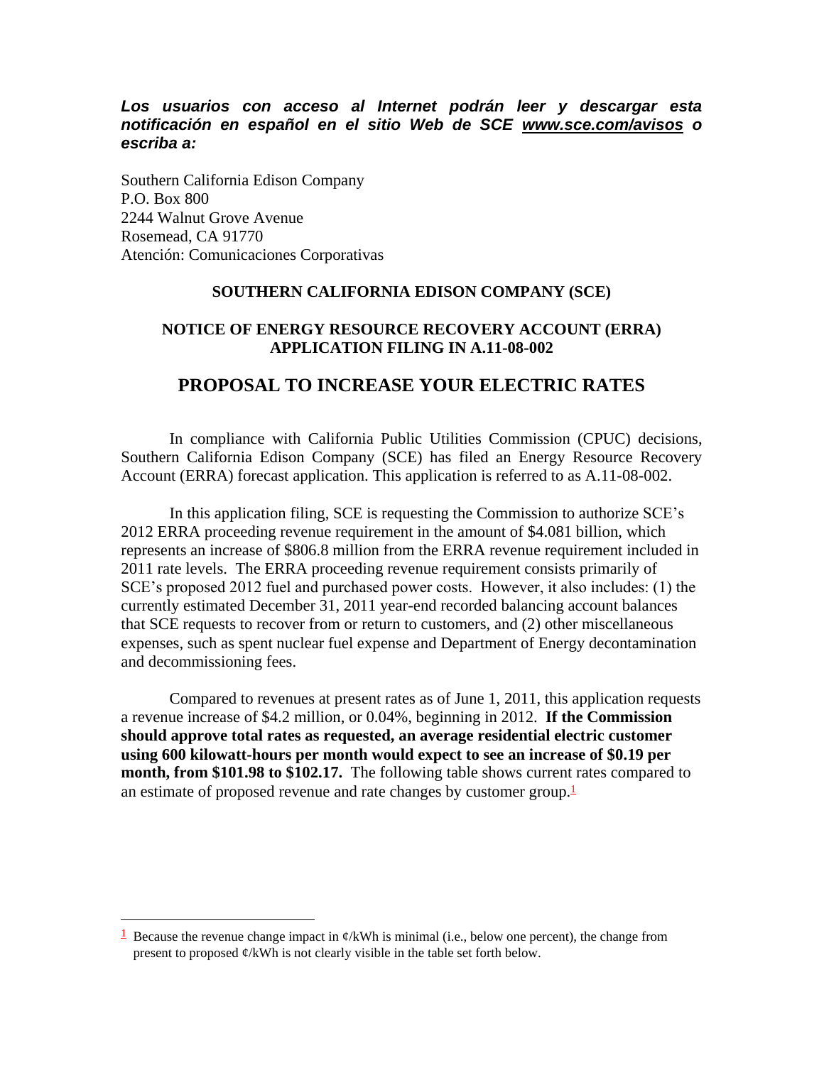***Los usuarios con acceso al Internet podrán leer y descargar esta notificación en español en el sitio Web de SCE [www.sce.com/avisos](http://www.sce.com/avisos) o escriba a:***

Southern California Edison Company
P.O. Box 800
2244 Walnut Grove Avenue
Rosemead, CA 91770
Atención: Comunicaciones Corporativas

**SOUTHERN CALIFORNIA EDISON COMPANY (SCE)**

**NOTICE OF ENERGY RESOURCE RECOVERY ACCOUNT (ERRA) APPLICATION FILING IN A.11-08-002**

# PROPOSAL TO INCREASE YOUR ELECTRIC RATES

In compliance with California Public Utilities Commission (CPUC) decisions, Southern California Edison Company (SCE) has filed an Energy Resource Recovery Account (ERRA) forecast application. This application is referred to as A.11-08-002.

In this application filing, SCE is requesting the Commission to authorize SCE's 2012 ERRA proceeding revenue requirement in the amount of $4.081 billion, which represents an increase of $806.8 million from the ERRA revenue requirement included in 2011 rate levels. The ERRA proceeding revenue requirement consists primarily of SCE's proposed 2012 fuel and purchased power costs. However, it also includes: (1) the currently estimated December 31, 2011 year-end recorded balancing account balances that SCE requests to recover from or return to customers, and (2) other miscellaneous expenses, such as spent nuclear fuel expense and Department of Energy decontamination and decommissioning fees.

Compared to revenues at present rates as of June 1, 2011, this application requests a revenue increase of $4.2 million, or 0.04%, beginning in 2012. **If the Commission should approve total rates as requested, an average residential electric customer using 600 kilowatt-hours per month would expect to see an increase of $0.19 per month, from $101.98 to $102.17.** The following table shows current rates compared to an estimate of proposed revenue and rate changes by customer group.[1]

[1] Because the revenue change impact in ¢/kWh is minimal (i.e., below one percent), the change from present to proposed ¢/kWh is not clearly visible in the table set forth below.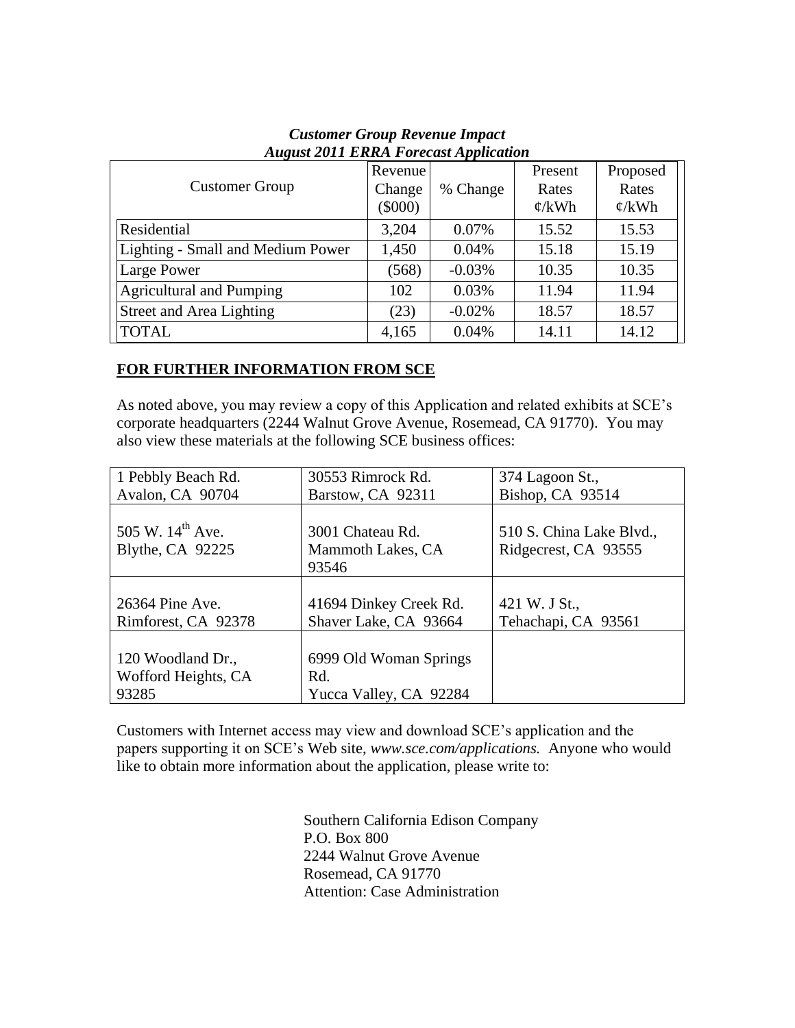***Customer Group Revenue Impact***
***August 2011 ERRA Forecast Application***

| Customer Group | Revenue Change ($000) | % Change | Present Rates ¢/kWh | Proposed Rates ¢/kWh |
|---|---|---|---|---|
| Residential | 3,204 | 0.07% | 15.52 | 15.53 |
| Lighting - Small and Medium Power | 1,450 | 0.04% | 15.18 | 15.19 |
| Large Power | (568) | -0.03% | 10.35 | 10.35 |
| Agricultural and Pumping | 102 | 0.03% | 11.94 | 11.94 |
| Street and Area Lighting | (23) | -0.02% | 18.57 | 18.57 |
| TOTAL | 4,165 | 0.04% | 14.11 | 14.12 |

**FOR FURTHER INFORMATION FROM SCE**

As noted above, you may review a copy of this Application and related exhibits at SCE's corporate headquarters (2244 Walnut Grove Avenue, Rosemead, CA 91770). You may also view these materials at the following SCE business offices:

| | | |
|---|---|---|
| 1 Pebbly Beach Rd.<br>Avalon, CA 90704 | 30553 Rimrock Rd.<br>Barstow, CA 92311 | 374 Lagoon St.,<br>Bishop, CA 93514 |
| 505 W. 14th Ave.<br>Blythe, CA 92225 | 3001 Chateau Rd.<br>Mammoth Lakes, CA 93546 | 510 S. China Lake Blvd.,<br>Ridgecrest, CA 93555 |
| 26364 Pine Ave.<br>Rimforest, CA 92378 | 41694 Dinkey Creek Rd.<br>Shaver Lake, CA 93664 | 421 W. J St.,<br>Tehachapi, CA 93561 |
| 120 Woodland Dr.,<br>Wofford Heights, CA 93285 | 6999 Old Woman Springs Rd.<br>Yucca Valley, CA 92284 | |

Customers with Internet access may view and download SCE's application and the papers supporting it on SCE's Web site, *www.sce.com/applications.* Anyone who would like to obtain more information about the application, please write to:

Southern California Edison Company
P.O. Box 800
2244 Walnut Grove Avenue
Rosemead, CA 91770
Attention: Case Administration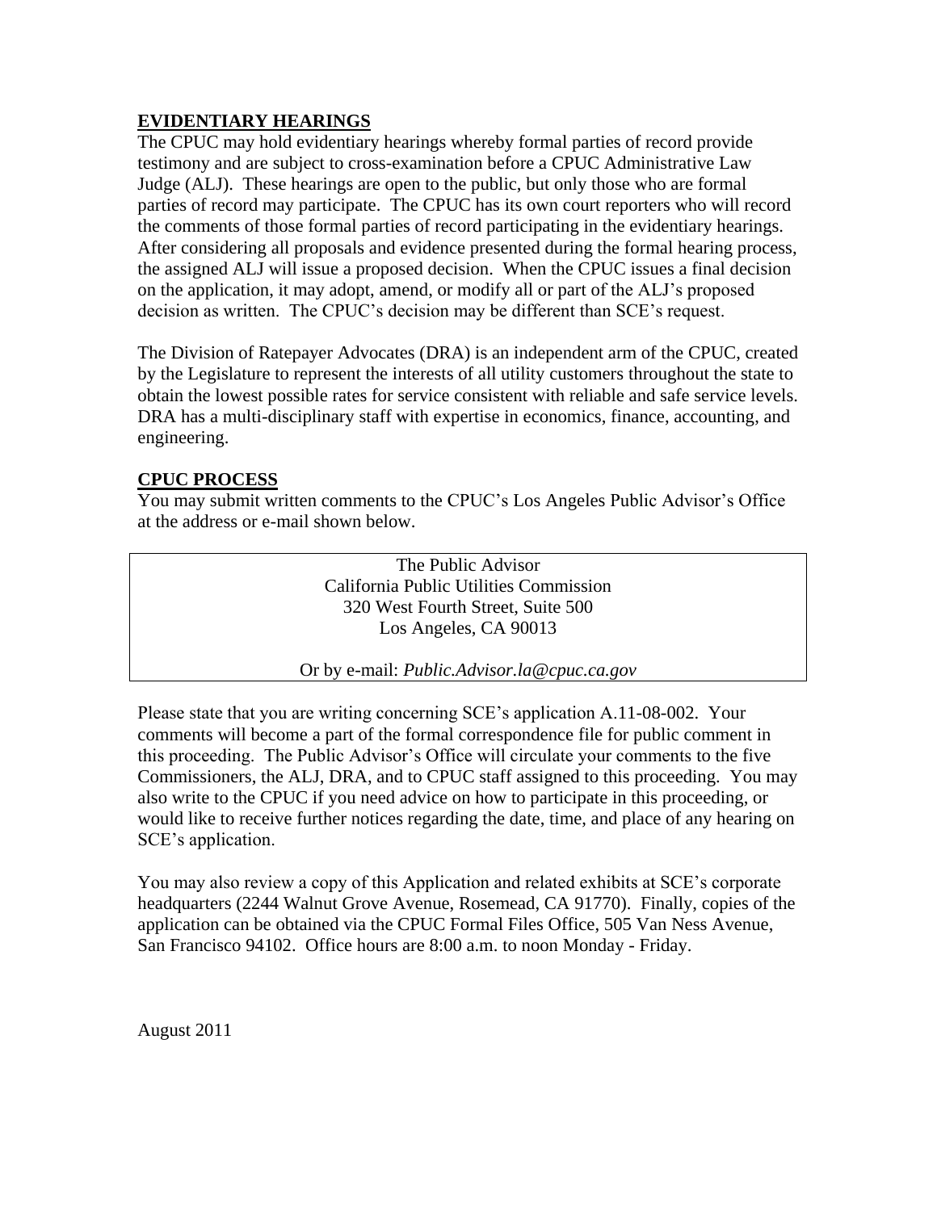## EVIDENTIARY HEARINGS

The CPUC may hold evidentiary hearings whereby formal parties of record provide testimony and are subject to cross-examination before a CPUC Administrative Law Judge (ALJ). These hearings are open to the public, but only those who are formal parties of record may participate. The CPUC has its own court reporters who will record the comments of those formal parties of record participating in the evidentiary hearings. After considering all proposals and evidence presented during the formal hearing process, the assigned ALJ will issue a proposed decision. When the CPUC issues a final decision on the application, it may adopt, amend, or modify all or part of the ALJ's proposed decision as written. The CPUC's decision may be different than SCE's request.

The Division of Ratepayer Advocates (DRA) is an independent arm of the CPUC, created by the Legislature to represent the interests of all utility customers throughout the state to obtain the lowest possible rates for service consistent with reliable and safe service levels. DRA has a multi-disciplinary staff with expertise in economics, finance, accounting, and engineering.

## CPUC PROCESS

You may submit written comments to the CPUC's Los Angeles Public Advisor's Office at the address or e-mail shown below.

The Public Advisor
California Public Utilities Commission
320 West Fourth Street, Suite 500
Los Angeles, CA 90013

Or by e-mail: *Public.Advisor.la@cpuc.ca.gov*

Please state that you are writing concerning SCE's application A.11-08-002. Your comments will become a part of the formal correspondence file for public comment in this proceeding. The Public Advisor's Office will circulate your comments to the five Commissioners, the ALJ, DRA, and to CPUC staff assigned to this proceeding. You may also write to the CPUC if you need advice on how to participate in this proceeding, or would like to receive further notices regarding the date, time, and place of any hearing on SCE's application.

You may also review a copy of this Application and related exhibits at SCE's corporate headquarters (2244 Walnut Grove Avenue, Rosemead, CA 91770). Finally, copies of the application can be obtained via the CPUC Formal Files Office, 505 Van Ness Avenue, San Francisco 94102. Office hours are 8:00 a.m. to noon Monday - Friday.

August 2011